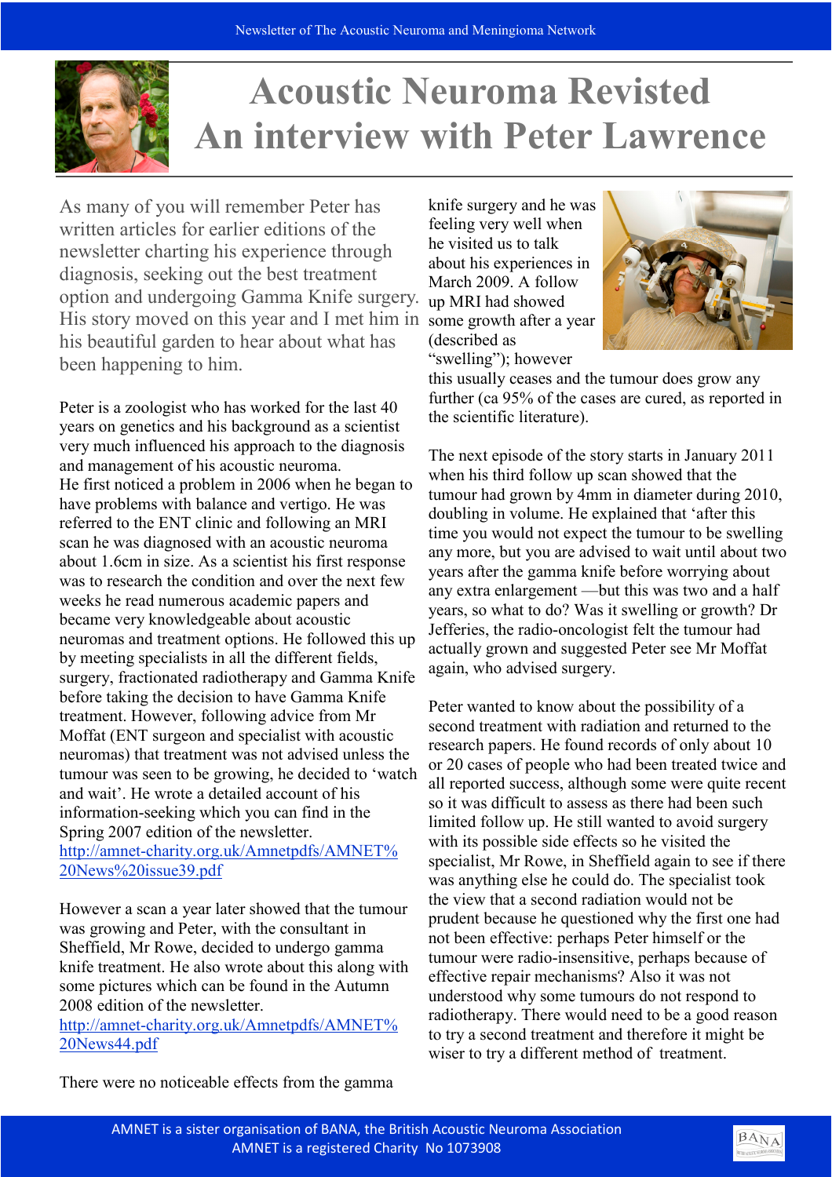# Acoustic Neuroma Revisted
# An interview with Peter Lawrence

As many of you will remember Peter has written articles for earlier editions of the newsletter charting his experience through diagnosis, seeking out the best treatment option and undergoing Gamma Knife surgery. His story moved on this year and I met him in his beautiful garden to hear about what has been happening to him.

Peter is a zoologist who has worked for the last 40 years on genetics and his background as a scientist very much influenced his approach to the diagnosis and management of his acoustic neuroma.
He first noticed a problem in 2006 when he began to have problems with balance and vertigo. He was referred to the ENT clinic and following an MRI scan he was diagnosed with an acoustic neuroma about 1.6cm in size. As a scientist his first response was to research the condition and over the next few weeks he read numerous academic papers and became very knowledgeable about acoustic neuromas and treatment options. He followed this up by meeting specialists in all the different fields, surgery, fractionated radiotherapy and Gamma Knife before taking the decision to have Gamma Knife treatment. However, following advice from Mr Moffat (ENT surgeon and specialist with acoustic neuromas) that treatment was not advised unless the tumour was seen to be growing, he decided to 'watch and wait'. He wrote a detailed account of his information-seeking which you can find in the Spring 2007 edition of the newsletter.
http://amnet-charity.org.uk/Amnetpdfs/AMNET%20News%20issue39.pdf

However a scan a year later showed that the tumour was growing and Peter, with the consultant in Sheffield, Mr Rowe, decided to undergo gamma knife treatment. He also wrote about this along with some pictures which can be found in the Autumn 2008 edition of the newsletter.
http://amnet-charity.org.uk/Amnetpdfs/AMNET%20News44.pdf

There were no noticeable effects from the gamma knife surgery and he was feeling very well when he visited us to talk about his experiences in March 2009. A follow up MRI had showed some growth after a year (described as "swelling"); however this usually ceases and the tumour does grow any further (ca 95% of the cases are cured, as reported in the scientific literature).

The next episode of the story starts in January 2011 when his third follow up scan showed that the tumour had grown by 4mm in diameter during 2010, doubling in volume. He explained that 'after this time you would not expect the tumour to be swelling any more, but you are advised to wait until about two years after the gamma knife before worrying about any extra enlargement —but this was two and a half years, so what to do? Was it swelling or growth? Dr Jefferies, the radio-oncologist felt the tumour had actually grown and suggested Peter see Mr Moffat again, who advised surgery.

Peter wanted to know about the possibility of a second treatment with radiation and returned to the research papers. He found records of only about 10 or 20 cases of people who had been treated twice and all reported success, although some were quite recent so it was difficult to assess as there had been such limited follow up. He still wanted to avoid surgery with its possible side effects so he visited the specialist, Mr Rowe, in Sheffield again to see if there was anything else he could do. The specialist took the view that a second radiation would not be prudent because he questioned why the first one had not been effective: perhaps Peter himself or the tumour were radio-insensitive, perhaps because of effective repair mechanisms? Also it was not understood why some tumours do not respond to radiotherapy. There would need to be a good reason to try a second treatment and therefore it might be wiser to try a different method of treatment.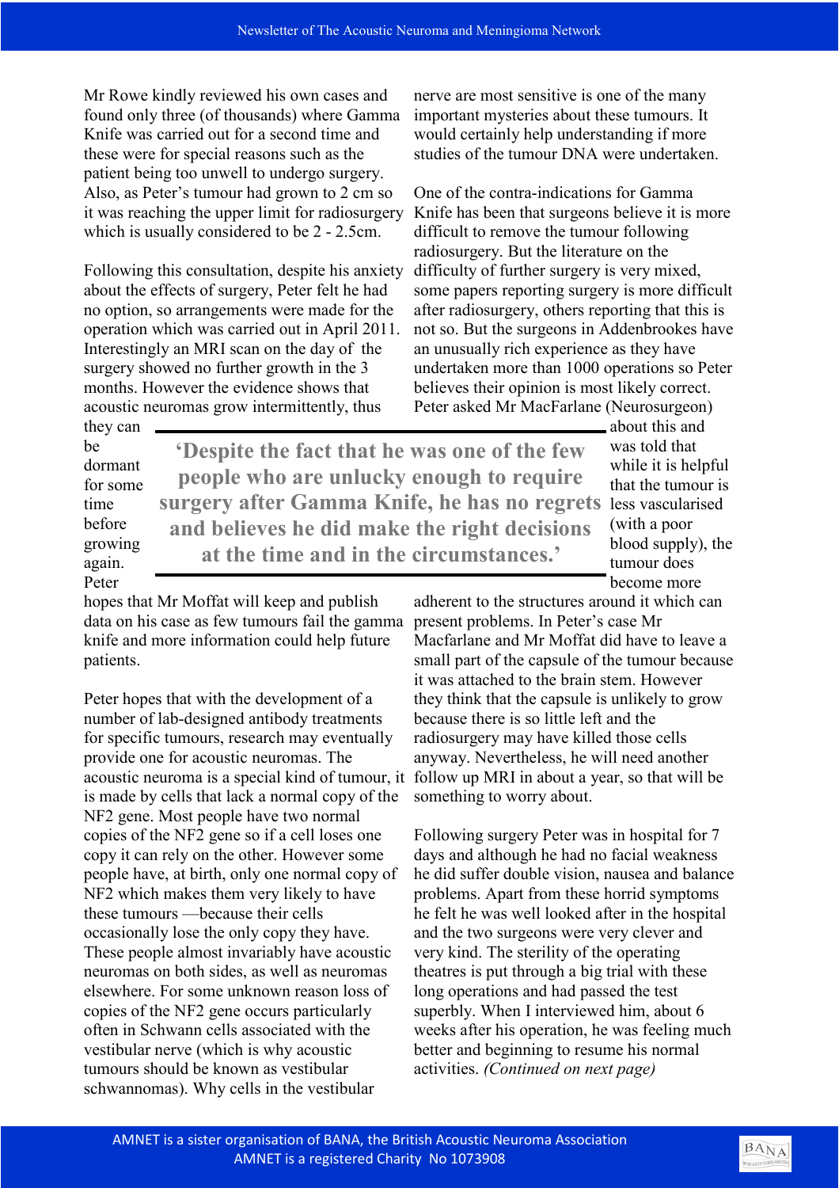Mr Rowe kindly reviewed his own cases and found only three (of thousands) where Gamma Knife was carried out for a second time and these were for special reasons such as the patient being too unwell to undergo surgery. Also, as Peter's tumour had grown to 2 cm so it was reaching the upper limit for radiosurgery which is usually considered to be 2 - 2.5cm.

Following this consultation, despite his anxiety about the effects of surgery, Peter felt he had no option, so arrangements were made for the operation which was carried out in April 2011. Interestingly an MRI scan on the day of the surgery showed no further growth in the 3 months. However the evidence shows that acoustic neuromas grow intermittently, thus they can be dormant for some time before growing again. Peter hopes that Mr Moffat will keep and publish data on his case as few tumours fail the gamma knife and more information could help future patients.

**'Despite the fact that he was one of the few people who are unlucky enough to require surgery after Gamma Knife, he has no regrets and believes he did make the right decisions at the time and in the circumstances.'**

Peter hopes that with the development of a number of lab-designed antibody treatments for specific tumours, research may eventually provide one for acoustic neuromas. The acoustic neuroma is a special kind of tumour, it is made by cells that lack a normal copy of the NF2 gene. Most people have two normal copies of the NF2 gene so if a cell loses one copy it can rely on the other. However some people have, at birth, only one normal copy of NF2 which makes them very likely to have these tumours —because their cells occasionally lose the only copy they have. These people almost invariably have acoustic neuromas on both sides, as well as neuromas elsewhere. For some unknown reason loss of copies of the NF2 gene occurs particularly often in Schwann cells associated with the vestibular nerve (which is why acoustic tumours should be known as vestibular schwannomas). Why cells in the vestibular nerve are most sensitive is one of the many important mysteries about these tumours. It would certainly help understanding if more studies of the tumour DNA were undertaken.

One of the contra-indications for Gamma Knife has been that surgeons believe it is more difficult to remove the tumour following radiosurgery. But the literature on the difficulty of further surgery is very mixed, some papers reporting surgery is more difficult after radiosurgery, others reporting that this is not so. But the surgeons in Addenbrookes have an unusually rich experience as they have undertaken more than 1000 operations so Peter believes their opinion is most likely correct. Peter asked Mr MacFarlane (Neurosurgeon) about this and was told that while it is helpful that the tumour is less vascularised (with a poor blood supply), the tumour does become more adherent to the structures around it which can present problems. In Peter's case Mr Macfarlane and Mr Moffat did have to leave a small part of the capsule of the tumour because it was attached to the brain stem. However they think that the capsule is unlikely to grow because there is so little left and the radiosurgery may have killed those cells anyway. Nevertheless, he will need another follow up MRI in about a year, so that will be something to worry about.

Following surgery Peter was in hospital for 7 days and although he had no facial weakness he did suffer double vision, nausea and balance problems. Apart from these horrid symptoms he felt he was well looked after in the hospital and the two surgeons were very clever and very kind. The sterility of the operating theatres is put through a big trial with these long operations and had passed the test superbly. When I interviewed him, about 6 weeks after his operation, he was feeling much better and beginning to resume his normal activities. *(Continued on next page)*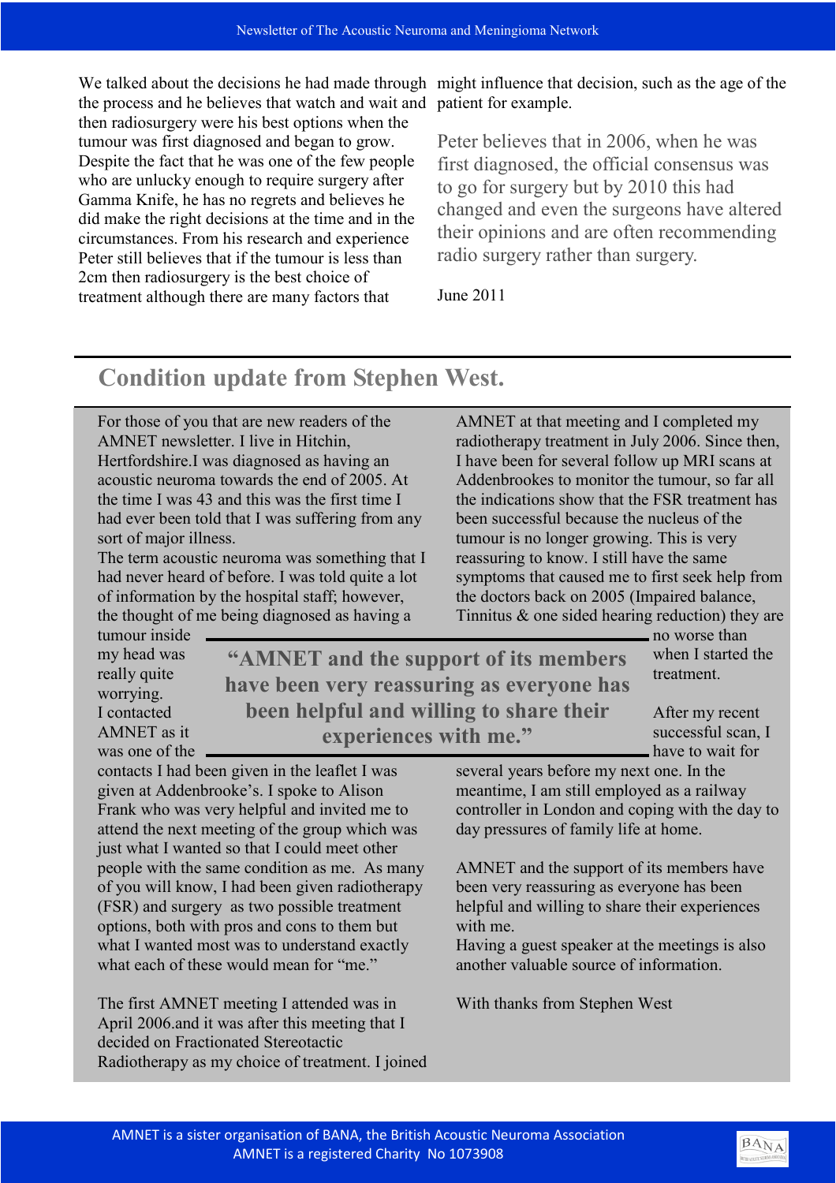We talked about the decisions he had made through the process and he believes that watch and wait and then radiosurgery were his best options when the tumour was first diagnosed and began to grow. Despite the fact that he was one of the few people who are unlucky enough to require surgery after Gamma Knife, he has no regrets and believes he did make the right decisions at the time and in the circumstances. From his research and experience Peter still believes that if the tumour is less than 2cm then radiosurgery is the best choice of treatment although there are many factors that might influence that decision, such as the age of the patient for example.

Peter believes that in 2006, when he was first diagnosed, the official consensus was to go for surgery but by 2010 this had changed and even the surgeons have altered their opinions and are often recommending radio surgery rather than surgery.

June 2011

## Condition update from Stephen West.

For those of you that are new readers of the AMNET newsletter. I live in Hitchin, Hertfordshire.I was diagnosed as having an acoustic neuroma towards the end of 2005. At the time I was 43 and this was the first time I had ever been told that I was suffering from any sort of major illness.

The term acoustic neuroma was something that I had never heard of before. I was told quite a lot of information by the hospital staff; however, the thought of me being diagnosed as having a tumour inside my head was really quite worrying.

I contacted AMNET as it was one of the contacts I had been given in the leaflet I was given at Addenbrooke's. I spoke to Alison Frank who was very helpful and invited me to attend the next meeting of the group which was just what I wanted so that I could meet other people with the same condition as me. As many of you will know, I had been given radiotherapy (FSR) and surgery as two possible treatment options, both with pros and cons to them but what I wanted most was to understand exactly what each of these would mean for "me."

The first AMNET meeting I attended was in April 2006.and it was after this meeting that I decided on Fractionated Stereotactic Radiotherapy as my choice of treatment. I joined AMNET at that meeting and I completed my radiotherapy treatment in July 2006. Since then, I have been for several follow up MRI scans at Addenbrookes to monitor the tumour, so far all the indications show that the FSR treatment has been successful because the nucleus of the tumour is no longer growing. This is very reassuring to know. I still have the same symptoms that caused me to first seek help from the doctors back on 2005 (Impaired balance, Tinnitus & one sided hearing reduction) they are no worse than when I started the treatment.

**"AMNET and the support of its members have been very reassuring as everyone has been helpful and willing to share their experiences with me."**

After my recent successful scan, I have to wait for several years before my next one. In the meantime, I am still employed as a railway controller in London and coping with the day to day pressures of family life at home.

AMNET and the support of its members have been very reassuring as everyone has been helpful and willing to share their experiences with me.

Having a guest speaker at the meetings is also another valuable source of information.

With thanks from Stephen West

AMNET is a sister organisation of BANA, the British Acoustic Neuroma Association
AMNET is a registered Charity No 1073908